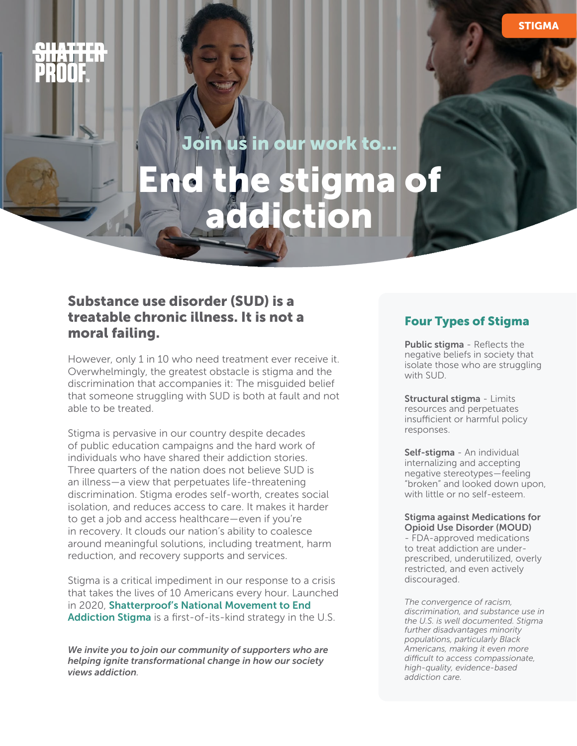SHATTERPROOF

STIGMA

Join us in our work to...

# End the stigma of addiction

## Substance use disorder (SUD) is a treatable chronic illness. It is not a moral failing.

However, only 1 in 10 who need treatment ever receive it. Overwhelmingly, the greatest obstacle is stigma and the discrimination that accompanies it: The misguided belief that someone struggling with SUD is both at fault and not able to be treated.

Stigma is pervasive in our country despite decades of public education campaigns and the hard work of individuals who have shared their addiction stories. Three quarters of the nation does not believe SUD is an illness—a view that perpetuates life-threatening discrimination. Stigma erodes self-worth, creates social isolation, and reduces access to care. It makes it harder to get a job and access healthcare—even if you're in recovery. It clouds our nation's ability to coalesce around meaningful solutions, including treatment, harm reduction, and recovery supports and services.

Stigma is a critical impediment in our response to a crisis that takes the lives of 10 Americans every hour. Launched in 2020, **Shatterproof's National Movement to End Addiction Stigma** is a first-of-its-kind strategy in the U.S.

***We invite you to join our community of supporters who are helping ignite transformational change in how our society views addiction.***

## Four Types of Stigma

**Public stigma** - Reflects the negative beliefs in society that isolate those who are struggling with SUD.

**Structural stigma** - Limits resources and perpetuates insufficient or harmful policy responses.

**Self-stigma** - An individual internalizing and accepting negative stereotypes—feeling "broken" and looked down upon, with little or no self-esteem.

**Stigma against Medications for Opioid Use Disorder (MOUD)** - FDA-approved medications to treat addiction are under-prescribed, underutilized, overly restricted, and even actively discouraged.

*The convergence of racism, discrimination, and substance use in the U.S. is well documented. Stigma further disadvantages minority populations, particularly Black Americans, making it even more difficult to access compassionate, high-quality, evidence-based addiction care.*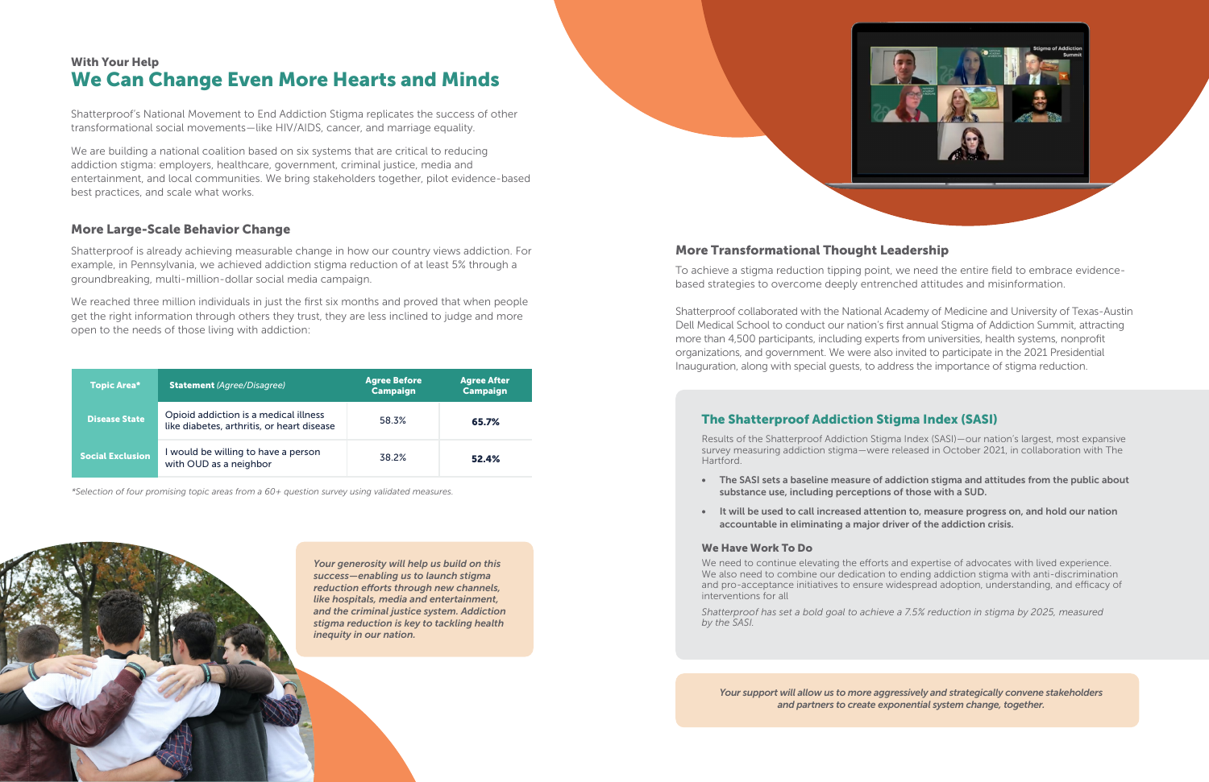### With Your Help

# We Can Change Even More Hearts and Minds

Shatterproof's National Movement to End Addiction Stigma replicates the success of other transformational social movements—like HIV/AIDS, cancer, and marriage equality.

We are building a national coalition based on six systems that are critical to reducing addiction stigma: employers, healthcare, government, criminal justice, media and entertainment, and local communities. We bring stakeholders together, pilot evidence-based best practices, and scale what works.

## More Large-Scale Behavior Change

Shatterproof is already achieving measurable change in how our country views addiction. For example, in Pennsylvania, we achieved addiction stigma reduction of at least 5% through a groundbreaking, multi-million-dollar social media campaign.

We reached three million individuals in just the first six months and proved that when people get the right information through others they trust, they are less inclined to judge and more open to the needs of those living with addiction:

| Topic Area* | **Statement** *(Agree/Disagree)* | Agree Before Campaign | Agree After Campaign |
| --- | --- | --- | --- |
| **Disease State** | Opioid addiction is a medical illness like diabetes, arthritis, or heart disease | 58.3% | **65.7%** |
| **Social Exclusion** | I would be willing to have a person with OUD as a neighbor | 38.2% | **52.4%** |

*Selection of four promising topic areas from a 60+ question survey using validated measures.*

*Your generosity will help us build on this success—enabling us to launch stigma reduction efforts through new channels, like hospitals, media and entertainment, and the criminal justice system. Addiction stigma reduction is key to tackling health inequity in our nation.*

## More Transformational Thought Leadership

To achieve a stigma reduction tipping point, we need the entire field to embrace evidence-based strategies to overcome deeply entrenched attitudes and misinformation.

Shatterproof collaborated with the National Academy of Medicine and University of Texas-Austin Dell Medical School to conduct our nation's first annual Stigma of Addiction Summit, attracting more than 4,500 participants, including experts from universities, health systems, nonprofit organizations, and government. We were also invited to participate in the 2021 Presidential Inauguration, along with special guests, to address the importance of stigma reduction.

## The Shatterproof Addiction Stigma Index (SASI)

Results of the Shatterproof Addiction Stigma Index (SASI)—our nation's largest, most expansive survey measuring addiction stigma—were released in October 2021, in collaboration with The Hartford.

- **The SASI sets a baseline measure of addiction stigma and attitudes from the public about substance use, including perceptions of those with a SUD.**
- **It will be used to call increased attention to, measure progress on, and hold our nation accountable in eliminating a major driver of the addiction crisis.**

### We Have Work To Do

We need to continue elevating the efforts and expertise of advocates with lived experience. We also need to combine our dedication to ending addiction stigma with anti-discrimination and pro-acceptance initiatives to ensure widespread adoption, understanding, and efficacy of interventions for all

*Shatterproof has set a bold goal to achieve a 7.5% reduction in stigma by 2025, measured by the SASI.*

*Your support will allow us to more aggressively and strategically convene stakeholders and partners to create exponential system change, together.*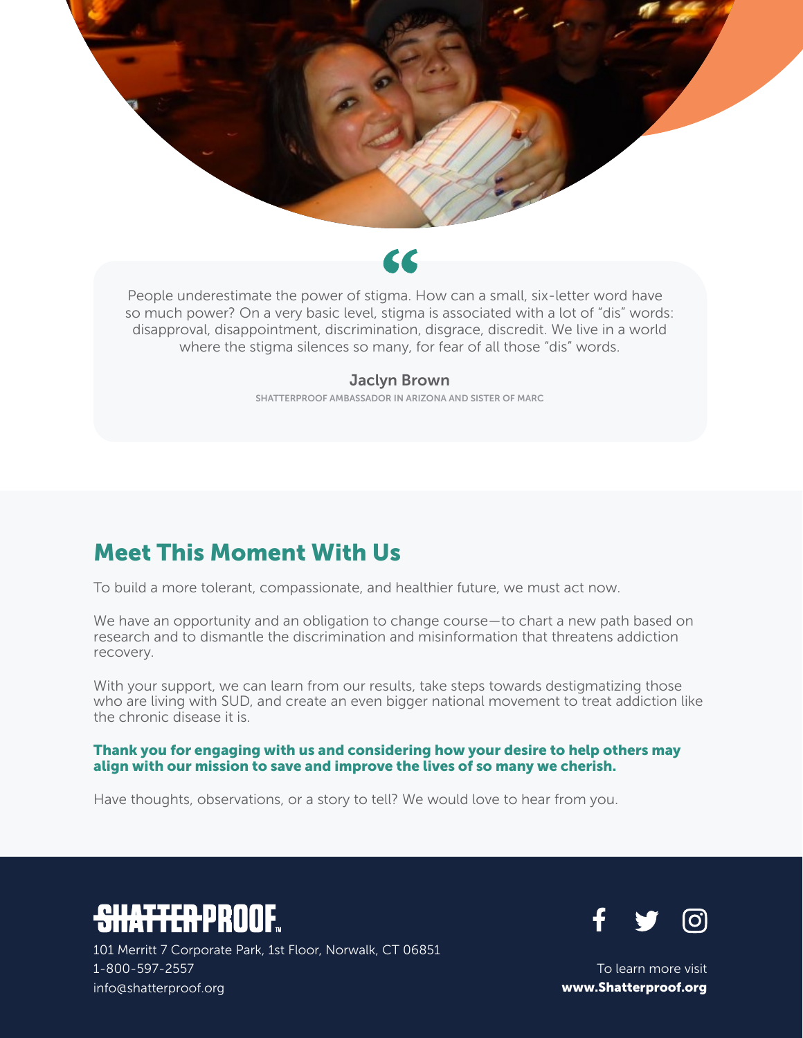> People underestimate the power of stigma. How can a small, six-letter word have so much power? On a very basic level, stigma is associated with a lot of "dis" words: disapproval, disappointment, discrimination, disgrace, discredit. We live in a world where the stigma silences so many, for fear of all those "dis" words.
>
> **Jaclyn Brown**
> SHATTERPROOF AMBASSADOR IN ARIZONA AND SISTER OF MARC

## Meet This Moment With Us

To build a more tolerant, compassionate, and healthier future, we must act now.

We have an opportunity and an obligation to change course—to chart a new path based on research and to dismantle the discrimination and misinformation that threatens addiction recovery.

With your support, we can learn from our results, take steps towards destigmatizing those who are living with SUD, and create an even bigger national movement to treat addiction like the chronic disease it is.

**Thank you for engaging with us and considering how your desire to help others may align with our mission to save and improve the lives of so many we cherish.**

Have thoughts, observations, or a story to tell? We would love to hear from you.

**SHATTERPROOF**

101 Merritt 7 Corporate Park, 1st Floor, Norwalk, CT 06851
1-800-597-2557
info@shatterproof.org

To learn more visit
**www.Shatterproof.org**